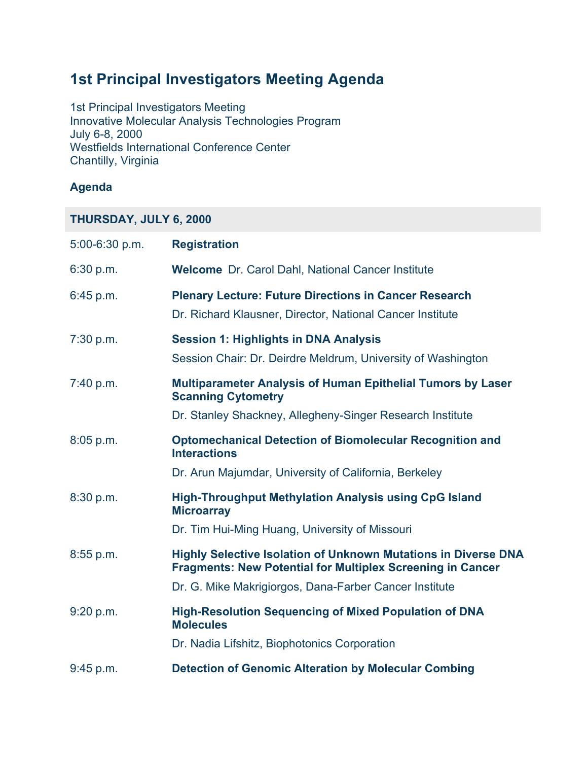# 1st Principal Investigators Meeting Agenda

1st Principal Investigators Meeting
Innovative Molecular Analysis Technologies Program
July 6-8, 2000
Westfields International Conference Center
Chantilly, Virginia

**Agenda**

| THURSDAY, JULY 6, 2000 | |
|---|---|
| 5:00-6:30 p.m. | **Registration** |
| 6:30 p.m. | **Welcome** Dr. Carol Dahl, National Cancer Institute |
| 6:45 p.m. | **Plenary Lecture: Future Directions in Cancer Research**<br>Dr. Richard Klausner, Director, National Cancer Institute |
| 7:30 p.m. | **Session 1: Highlights in DNA Analysis**<br>Session Chair: Dr. Deirdre Meldrum, University of Washington |
| 7:40 p.m. | **Multiparameter Analysis of Human Epithelial Tumors by Laser Scanning Cytometry**<br>Dr. Stanley Shackney, Allegheny-Singer Research Institute |
| 8:05 p.m. | **Optomechanical Detection of Biomolecular Recognition and Interactions**<br>Dr. Arun Majumdar, University of California, Berkeley |
| 8:30 p.m. | **High-Throughput Methylation Analysis using CpG Island Microarray**<br>Dr. Tim Hui-Ming Huang, University of Missouri |
| 8:55 p.m. | **Highly Selective Isolation of Unknown Mutations in Diverse DNA Fragments: New Potential for Multiplex Screening in Cancer**<br>Dr. G. Mike Makrigiorgos, Dana-Farber Cancer Institute |
| 9:20 p.m. | **High-Resolution Sequencing of Mixed Population of DNA Molecules**<br>Dr. Nadia Lifshitz, Biophotonics Corporation |
| 9:45 p.m. | **Detection of Genomic Alteration by Molecular Combing** |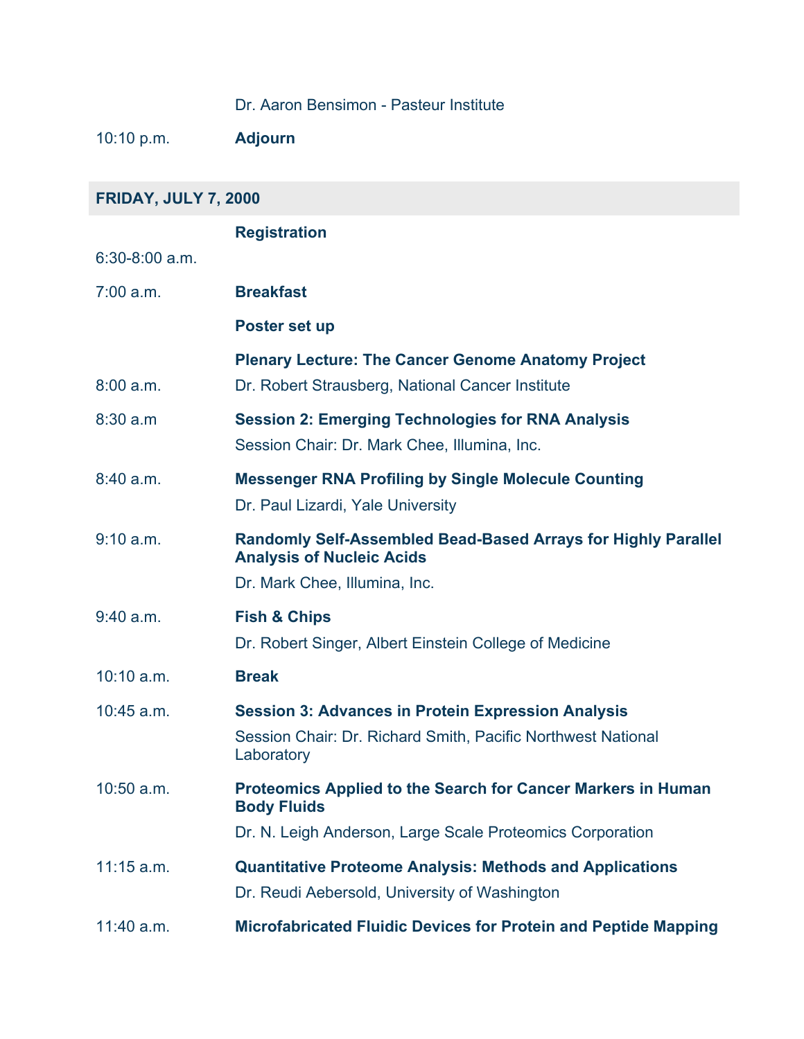Dr. Aaron Bensimon - Pasteur Institute

10:10 p.m. **Adjourn**

## FRIDAY, JULY 7, 2000

| | |
|---|---|
| 6:30-8:00 a.m. | **Registration** |
| 7:00 a.m. | **Breakfast** |
| | **Poster set up** |
| 8:00 a.m. | **Plenary Lecture: The Cancer Genome Anatomy Project**<br>Dr. Robert Strausberg, National Cancer Institute |
| 8:30 a.m | **Session 2: Emerging Technologies for RNA Analysis**<br>Session Chair: Dr. Mark Chee, Illumina, Inc. |
| 8:40 a.m. | **Messenger RNA Profiling by Single Molecule Counting**<br>Dr. Paul Lizardi, Yale University |
| 9:10 a.m. | **Randomly Self-Assembled Bead-Based Arrays for Highly Parallel Analysis of Nucleic Acids**<br>Dr. Mark Chee, Illumina, Inc. |
| 9:40 a.m. | **Fish & Chips**<br>Dr. Robert Singer, Albert Einstein College of Medicine |
| 10:10 a.m. | **Break** |
| 10:45 a.m. | **Session 3: Advances in Protein Expression Analysis**<br>Session Chair: Dr. Richard Smith, Pacific Northwest National Laboratory |
| 10:50 a.m. | **Proteomics Applied to the Search for Cancer Markers in Human Body Fluids**<br>Dr. N. Leigh Anderson, Large Scale Proteomics Corporation |
| 11:15 a.m. | **Quantitative Proteome Analysis: Methods and Applications**<br>Dr. Reudi Aebersold, University of Washington |
| 11:40 a.m. | **Microfabricated Fluidic Devices for Protein and Peptide Mapping** |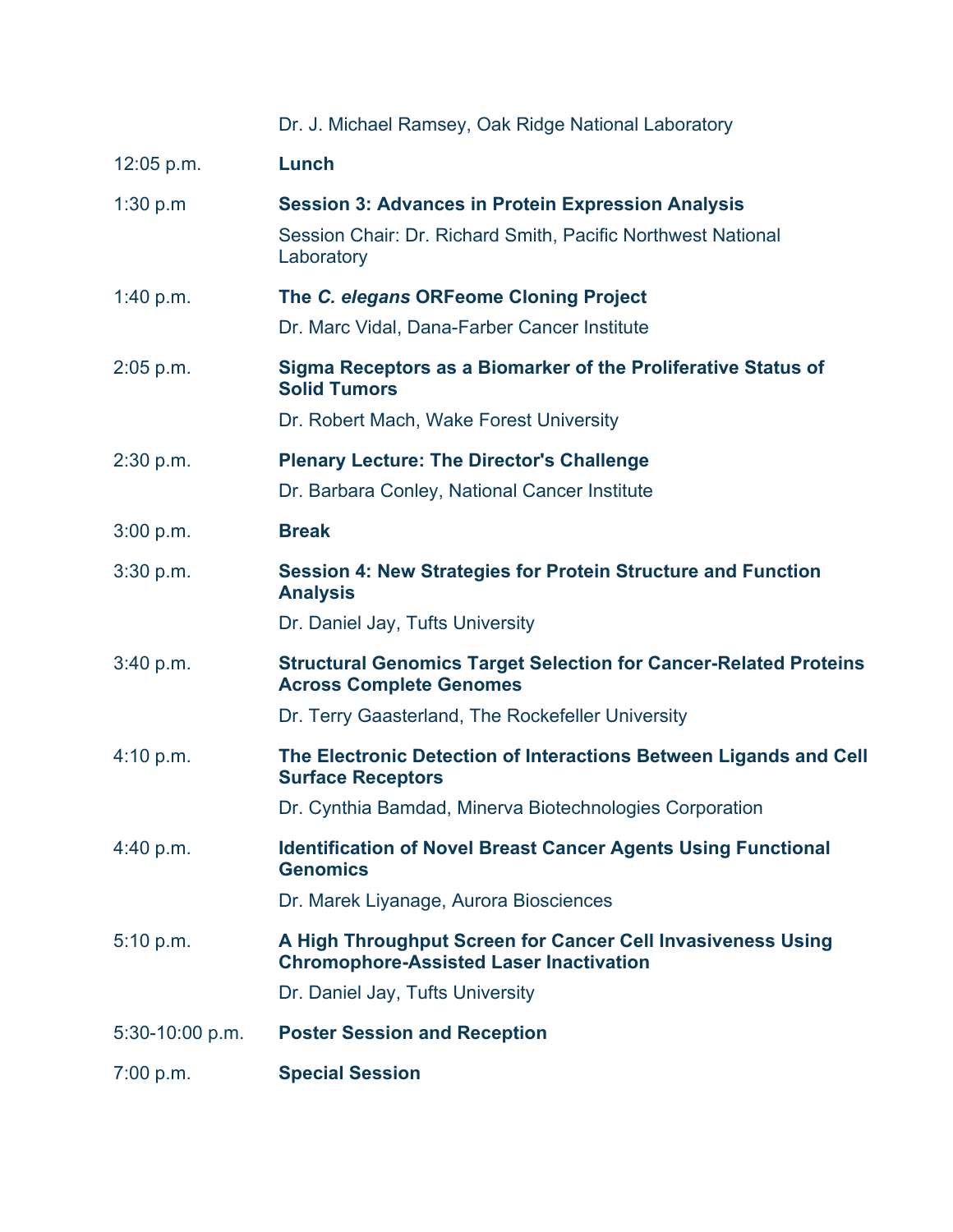| | |
|---|---|
| | Dr. J. Michael Ramsey, Oak Ridge National Laboratory |
| 12:05 p.m. | **Lunch** |
| 1:30 p.m | **Session 3: Advances in Protein Expression Analysis**<br>Session Chair: Dr. Richard Smith, Pacific Northwest National Laboratory |
| 1:40 p.m. | **The *C. elegans* ORFeome Cloning Project**<br>Dr. Marc Vidal, Dana-Farber Cancer Institute |
| 2:05 p.m. | **Sigma Receptors as a Biomarker of the Proliferative Status of Solid Tumors**<br>Dr. Robert Mach, Wake Forest University |
| 2:30 p.m. | **Plenary Lecture: The Director's Challenge**<br>Dr. Barbara Conley, National Cancer Institute |
| 3:00 p.m. | **Break** |
| 3:30 p.m. | **Session 4: New Strategies for Protein Structure and Function Analysis**<br>Dr. Daniel Jay, Tufts University |
| 3:40 p.m. | **Structural Genomics Target Selection for Cancer-Related Proteins Across Complete Genomes**<br>Dr. Terry Gaasterland, The Rockefeller University |
| 4:10 p.m. | **The Electronic Detection of Interactions Between Ligands and Cell Surface Receptors**<br>Dr. Cynthia Bamdad, Minerva Biotechnologies Corporation |
| 4:40 p.m. | **Identification of Novel Breast Cancer Agents Using Functional Genomics**<br>Dr. Marek Liyanage, Aurora Biosciences |
| 5:10 p.m. | **A High Throughput Screen for Cancer Cell Invasiveness Using Chromophore-Assisted Laser Inactivation**<br>Dr. Daniel Jay, Tufts University |
| 5:30-10:00 p.m. | **Poster Session and Reception** |
| 7:00 p.m. | **Special Session** |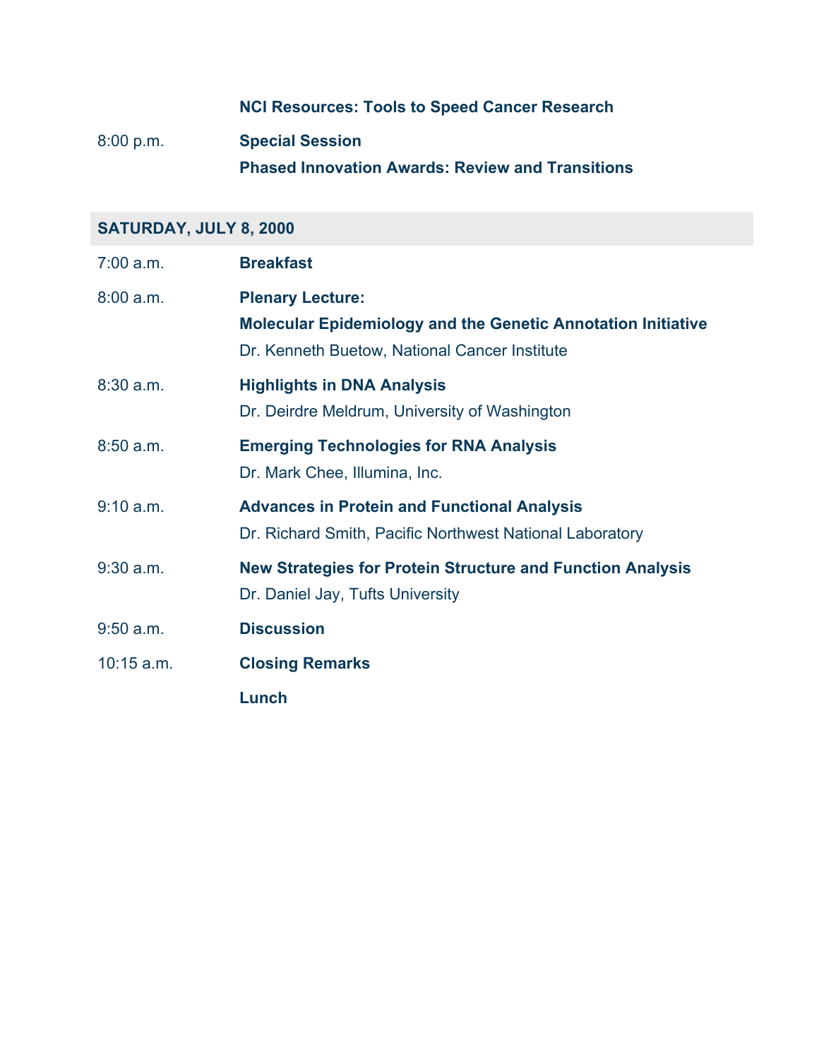**NCI Resources: Tools to Speed Cancer Research**

| | |
|---|---|
| 8:00 p.m. | **Special Session** |
| | **Phased Innovation Awards: Review and Transitions** |

## SATURDAY, JULY 8, 2000

| | |
|---|---|
| 7:00 a.m. | **Breakfast** |
| 8:00 a.m. | **Plenary Lecture:** |
| | **Molecular Epidemiology and the Genetic Annotation Initiative** |
| | Dr. Kenneth Buetow, National Cancer Institute |
| 8:30 a.m. | **Highlights in DNA Analysis** |
| | Dr. Deirdre Meldrum, University of Washington |
| 8:50 a.m. | **Emerging Technologies for RNA Analysis** |
| | Dr. Mark Chee, Illumina, Inc. |
| 9:10 a.m. | **Advances in Protein and Functional Analysis** |
| | Dr. Richard Smith, Pacific Northwest National Laboratory |
| 9:30 a.m. | **New Strategies for Protein Structure and Function Analysis** |
| | Dr. Daniel Jay, Tufts University |
| 9:50 a.m. | **Discussion** |
| 10:15 a.m. | **Closing Remarks** |
| | **Lunch** |